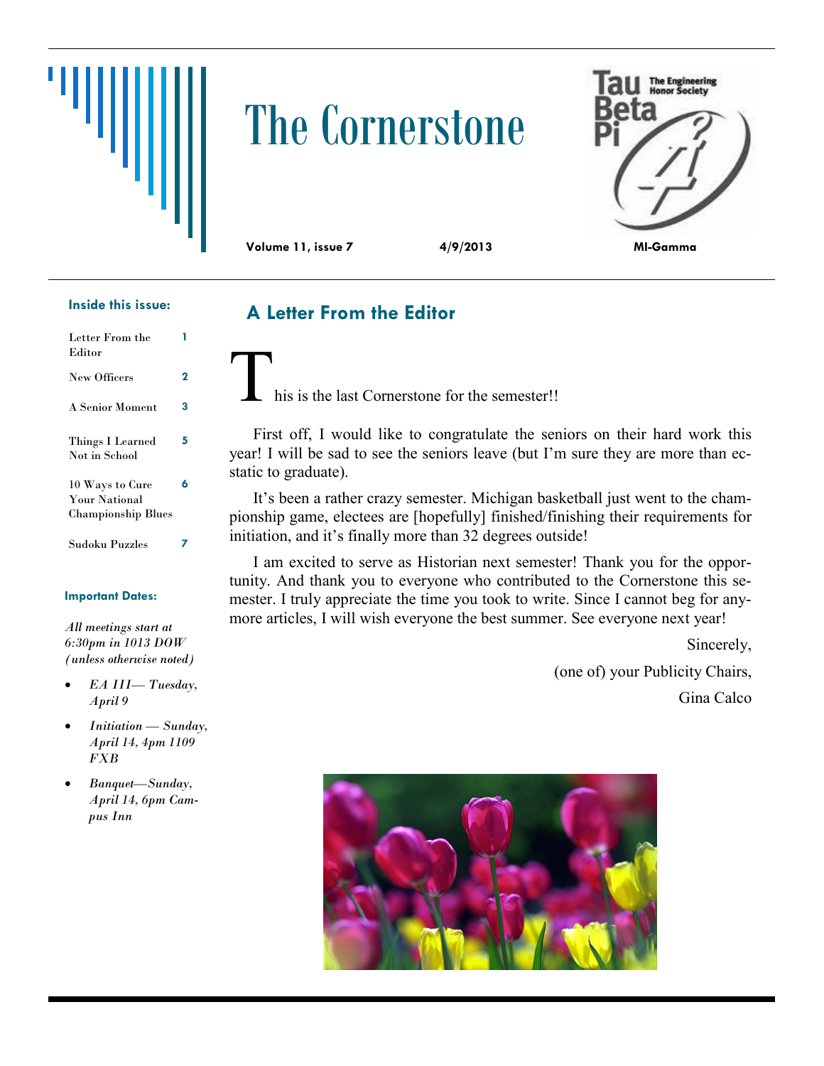# The Cornerstone

**Volume 11, issue 7** **4/9/2013** **MI-Gamma**

**Inside this issue:**

| | |
|---|---|
| Letter From the Editor | 1 |
| New Officers | 2 |
| A Senior Moment | 3 |
| Things I Learned Not in School | 5 |
| 10 Ways to Cure Your National Championship Blues | 6 |
| Sudoku Puzzles | 7 |

**Important Dates:**

*All meetings start at 6:30pm in 1013 DOW (unless otherwise noted)*

- *EA III— Tuesday, April 9*
- *Initiation — Sunday, April 14, 4pm 1109 FXB*
- *Banquet—Sunday, April 14, 6pm Campus Inn*

## A Letter From the Editor

This is the last Cornerstone for the semester!!

First off, I would like to congratulate the seniors on their hard work this year! I will be sad to see the seniors leave (but I'm sure they are more than ecstatic to graduate).

It's been a rather crazy semester. Michigan basketball just went to the championship game, electees are [hopefully] finished/finishing their requirements for initiation, and it's finally more than 32 degrees outside!

I am excited to serve as Historian next semester! Thank you for the opportunity. And thank you to everyone who contributed to the Cornerstone this semester. I truly appreciate the time you took to write. Since I cannot beg for anymore articles, I will wish everyone the best summer. See everyone next year!

Sincerely,

(one of) your Publicity Chairs,

Gina Calco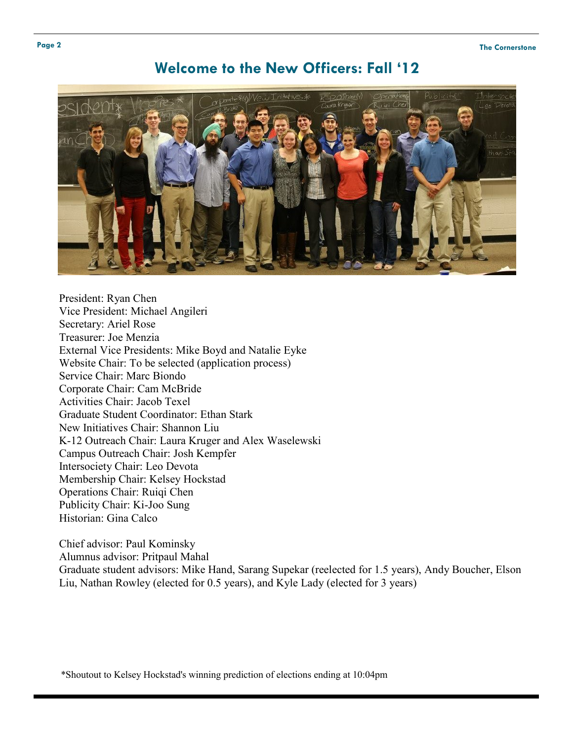## Welcome to the New Officers: Fall '12

President: Ryan Chen
Vice President: Michael Angileri
Secretary: Ariel Rose
Treasurer: Joe Menzia
External Vice Presidents: Mike Boyd and Natalie Eyke
Website Chair: To be selected (application process)
Service Chair: Marc Biondo
Corporate Chair: Cam McBride
Activities Chair: Jacob Texel
Graduate Student Coordinator: Ethan Stark
New Initiatives Chair: Shannon Liu
K-12 Outreach Chair: Laura Kruger and Alex Waselewski
Campus Outreach Chair: Josh Kempfer
Intersociety Chair: Leo Devota
Membership Chair: Kelsey Hockstad
Operations Chair: Ruiqi Chen
Publicity Chair: Ki-Joo Sung
Historian: Gina Calco

Chief advisor: Paul Kominsky
Alumnus advisor: Pritpaul Mahal
Graduate student advisors: Mike Hand, Sarang Supekar (reelected for 1.5 years), Andy Boucher, Elson Liu, Nathan Rowley (elected for 0.5 years), and Kyle Lady (elected for 3 years)

*Shoutout to Kelsey Hockstad's winning prediction of elections ending at 10:04pm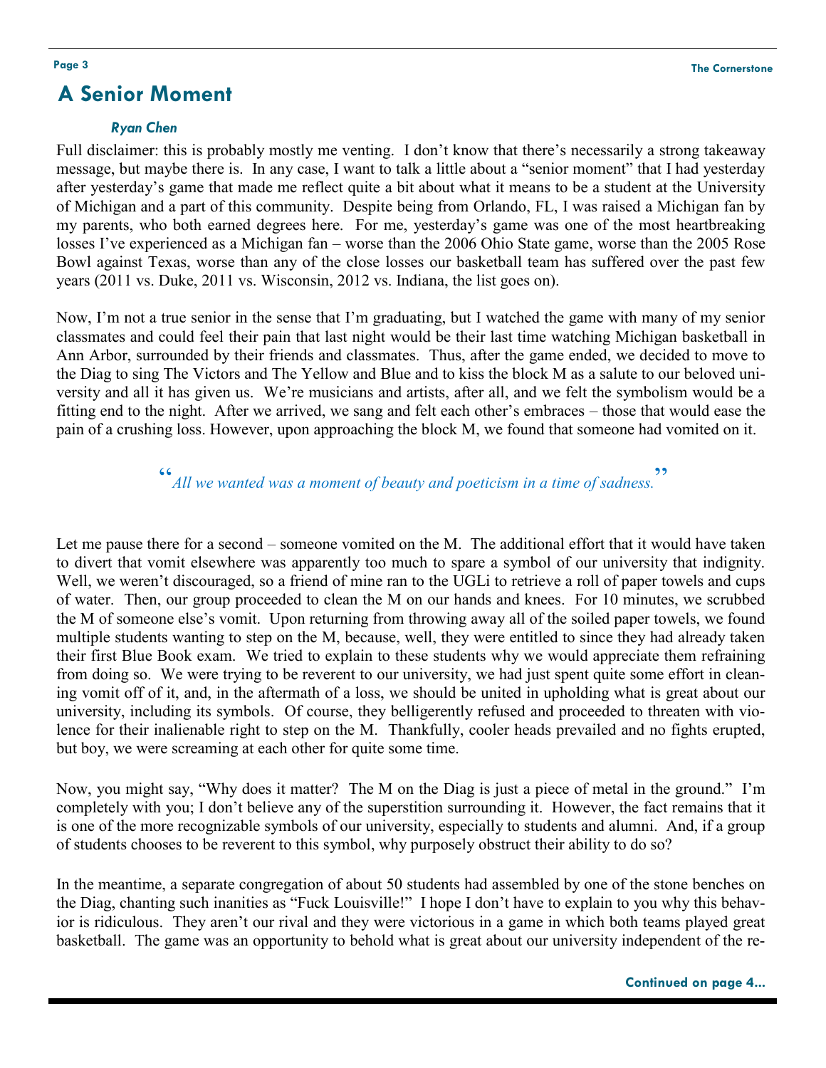# A Senior Moment

*Ryan Chen*

Full disclaimer: this is probably mostly me venting. I don't know that there's necessarily a strong takeaway message, but maybe there is. In any case, I want to talk a little about a "senior moment" that I had yesterday after yesterday's game that made me reflect quite a bit about what it means to be a student at the University of Michigan and a part of this community. Despite being from Orlando, FL, I was raised a Michigan fan by my parents, who both earned degrees here. For me, yesterday's game was one of the most heartbreaking losses I've experienced as a Michigan fan – worse than the 2006 Ohio State game, worse than the 2005 Rose Bowl against Texas, worse than any of the close losses our basketball team has suffered over the past few years (2011 vs. Duke, 2011 vs. Wisconsin, 2012 vs. Indiana, the list goes on).

Now, I'm not a true senior in the sense that I'm graduating, but I watched the game with many of my senior classmates and could feel their pain that last night would be their last time watching Michigan basketball in Ann Arbor, surrounded by their friends and classmates. Thus, after the game ended, we decided to move to the Diag to sing The Victors and The Yellow and Blue and to kiss the block M as a salute to our beloved university and all it has given us. We're musicians and artists, after all, and we felt the symbolism would be a fitting end to the night. After we arrived, we sang and felt each other's embraces – those that would ease the pain of a crushing loss. However, upon approaching the block M, we found that someone had vomited on it.

> *"All we wanted was a moment of beauty and poeticism in a time of sadness."*

Let me pause there for a second – someone vomited on the M. The additional effort that it would have taken to divert that vomit elsewhere was apparently too much to spare a symbol of our university that indignity. Well, we weren't discouraged, so a friend of mine ran to the UGLi to retrieve a roll of paper towels and cups of water. Then, our group proceeded to clean the M on our hands and knees. For 10 minutes, we scrubbed the M of someone else's vomit. Upon returning from throwing away all of the soiled paper towels, we found multiple students wanting to step on the M, because, well, they were entitled to since they had already taken their first Blue Book exam. We tried to explain to these students why we would appreciate them refraining from doing so. We were trying to be reverent to our university, we had just spent quite some effort in cleaning vomit off of it, and, in the aftermath of a loss, we should be united in upholding what is great about our university, including its symbols. Of course, they belligerently refused and proceeded to threaten with violence for their inalienable right to step on the M. Thankfully, cooler heads prevailed and no fights erupted, but boy, we were screaming at each other for quite some time.

Now, you might say, "Why does it matter? The M on the Diag is just a piece of metal in the ground." I'm completely with you; I don't believe any of the superstition surrounding it. However, the fact remains that it is one of the more recognizable symbols of our university, especially to students and alumni. And, if a group of students chooses to be reverent to this symbol, why purposely obstruct their ability to do so?

In the meantime, a separate congregation of about 50 students had assembled by one of the stone benches on the Diag, chanting such inanities as "Fuck Louisville!" I hope I don't have to explain to you why this behavior is ridiculous. They aren't our rival and they were victorious in a game in which both teams played great basketball. The game was an opportunity to behold what is great about our university independent of the re-

**Continued on page 4...**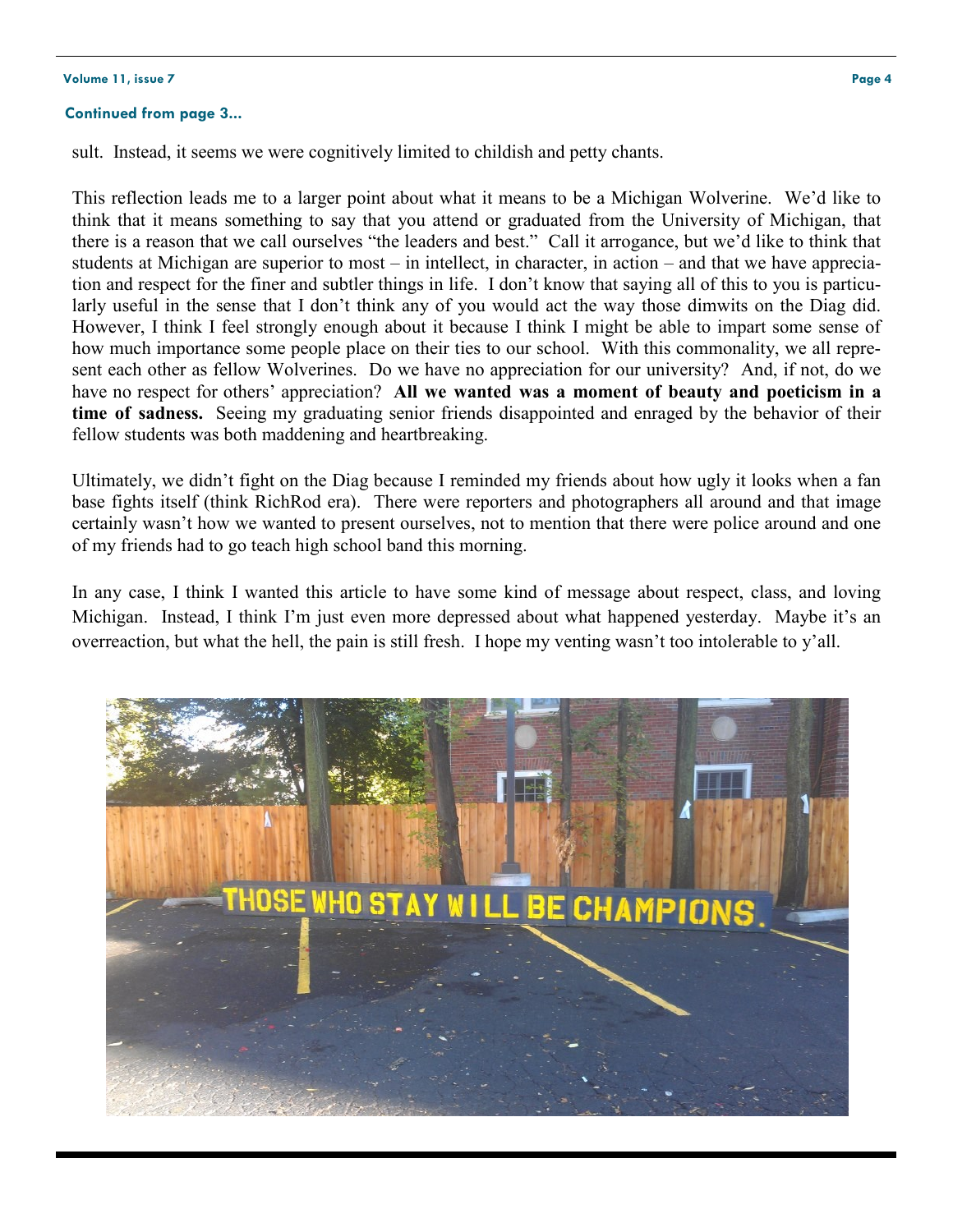**Continued from page 3...**

sult. Instead, it seems we were cognitively limited to childish and petty chants.

This reflection leads me to a larger point about what it means to be a Michigan Wolverine. We'd like to think that it means something to say that you attend or graduated from the University of Michigan, that there is a reason that we call ourselves "the leaders and best." Call it arrogance, but we'd like to think that students at Michigan are superior to most – in intellect, in character, in action – and that we have appreciation and respect for the finer and subtler things in life. I don't know that saying all of this to you is particularly useful in the sense that I don't think any of you would act the way those dimwits on the Diag did. However, I think I feel strongly enough about it because I think I might be able to impart some sense of how much importance some people place on their ties to our school. With this commonality, we all represent each other as fellow Wolverines. Do we have no appreciation for our university? And, if not, do we have no respect for others' appreciation? **All we wanted was a moment of beauty and poeticism in a time of sadness.** Seeing my graduating senior friends disappointed and enraged by the behavior of their fellow students was both maddening and heartbreaking.

Ultimately, we didn't fight on the Diag because I reminded my friends about how ugly it looks when a fan base fights itself (think RichRod era). There were reporters and photographers all around and that image certainly wasn't how we wanted to present ourselves, not to mention that there were police around and one of my friends had to go teach high school band this morning.

In any case, I think I wanted this article to have some kind of message about respect, class, and loving Michigan. Instead, I think I'm just even more depressed about what happened yesterday. Maybe it's an overreaction, but what the hell, the pain is still fresh. I hope my venting wasn't too intolerable to y'all.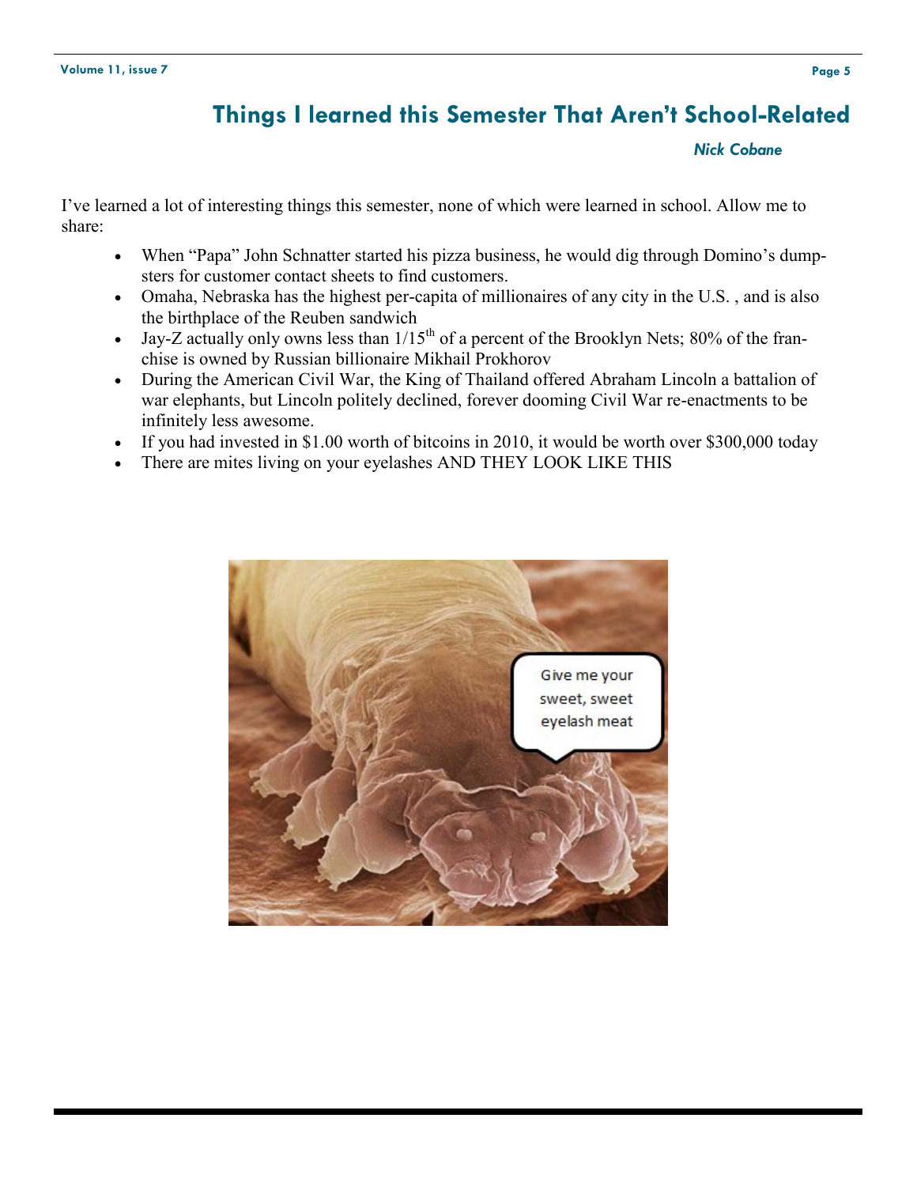## Things I learned this Semester That Aren't School-Related

*Nick Cobane*

I've learned a lot of interesting things this semester, none of which were learned in school. Allow me to share:

- When "Papa" John Schnatter started his pizza business, he would dig through Domino's dumpsters for customer contact sheets to find customers.
- Omaha, Nebraska has the highest per-capita of millionaires of any city in the U.S. , and is also the birthplace of the Reuben sandwich
- Jay-Z actually only owns less than 1/15$^{th}$ of a percent of the Brooklyn Nets; 80% of the franchise is owned by Russian billionaire Mikhail Prokhorov
- During the American Civil War, the King of Thailand offered Abraham Lincoln a battalion of war elephants, but Lincoln politely declined, forever dooming Civil War re-enactments to be infinitely less awesome.
- If you had invested in $1.00 worth of bitcoins in 2010, it would be worth over $300,000 today
- There are mites living on your eyelashes AND THEY LOOK LIKE THIS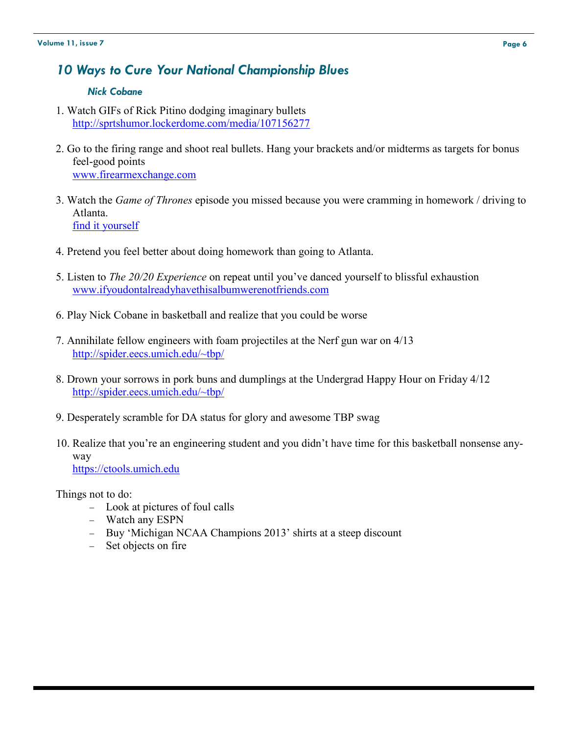## *10 Ways to Cure Your National Championship Blues*

***Nick Cobane***

1. Watch GIFs of Rick Pitino dodging imaginary bullets
   http://sprtshumor.lockerdome.com/media/107156277

2. Go to the firing range and shoot real bullets. Hang your brackets and/or midterms as targets for bonus feel-good points
   www.firearmexchange.com

3. Watch the *Game of Thrones* episode you missed because you were cramming in homework / driving to Atlanta.
   find it yourself

4. Pretend you feel better about doing homework than going to Atlanta.

5. Listen to *The 20/20 Experience* on repeat until you've danced yourself to blissful exhaustion
   www.ifyoudontalreadyhavethisalbumwerenotfriends.com

6. Play Nick Cobane in basketball and realize that you could be worse

7. Annihilate fellow engineers with foam projectiles at the Nerf gun war on 4/13
   http://spider.eecs.umich.edu/~tbp/

8. Drown your sorrows in pork buns and dumplings at the Undergrad Happy Hour on Friday 4/12
   http://spider.eecs.umich.edu/~tbp/

9. Desperately scramble for DA status for glory and awesome TBP swag

10. Realize that you're an engineering student and you didn't have time for this basketball nonsense anyway
    https://ctools.umich.edu

Things not to do:

- Look at pictures of foul calls
- Watch any ESPN
- Buy 'Michigan NCAA Champions 2013' shirts at a steep discount
- Set objects on fire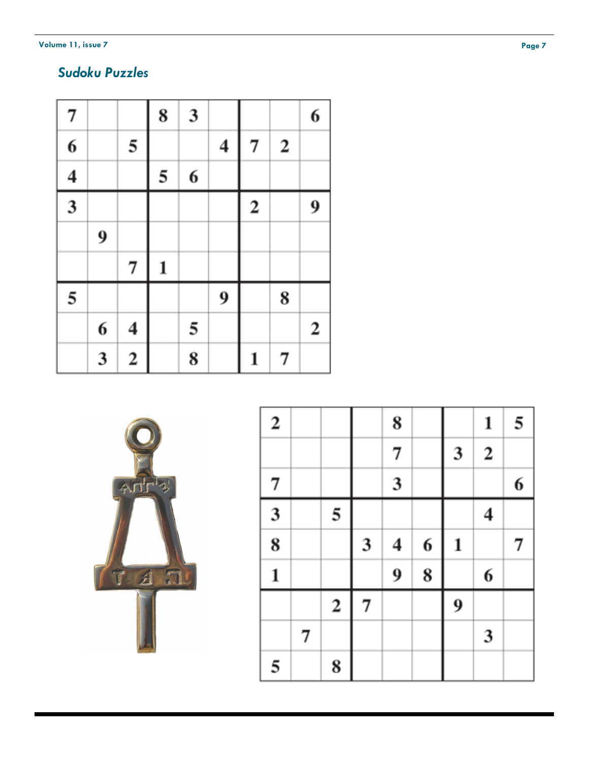## *Sudoku Puzzles*

| | | | | | | | | |
|---|---|---|---|---|---|---|---|---|
| 7 | | | 8 | 3 | | | | 6 |
| 6 | | 5 | | | 4 | 7 | 2 | |
| 4 | | | 5 | 6 | | | | |
| 3 | | | | | | 2 | | 9 |
| | 9 | | | | | | | |
| | | 7 | 1 | | | | | |
| 5 | | | | | 9 | | 8 | |
| | 6 | 4 | | 5 | | | | 2 |
| | 3 | 2 | | 8 | | 1 | 7 | |

| | | | | | | | | |
|---|---|---|---|---|---|---|---|---|
| 2 | | | | 8 | | | 1 | 5 |
| | | | | 7 | | 3 | 2 | |
| 7 | | | | 3 | | | | 6 |
| 3 | | 5 | | | | | 4 | |
| 8 | | | 3 | 4 | 6 | 1 | | 7 |
| 1 | | | | 9 | 8 | | 6 | |
| | | 2 | 7 | | | 9 | | |
| | 7 | | | | | | 3 | |
| 5 | | 8 | | | | | | |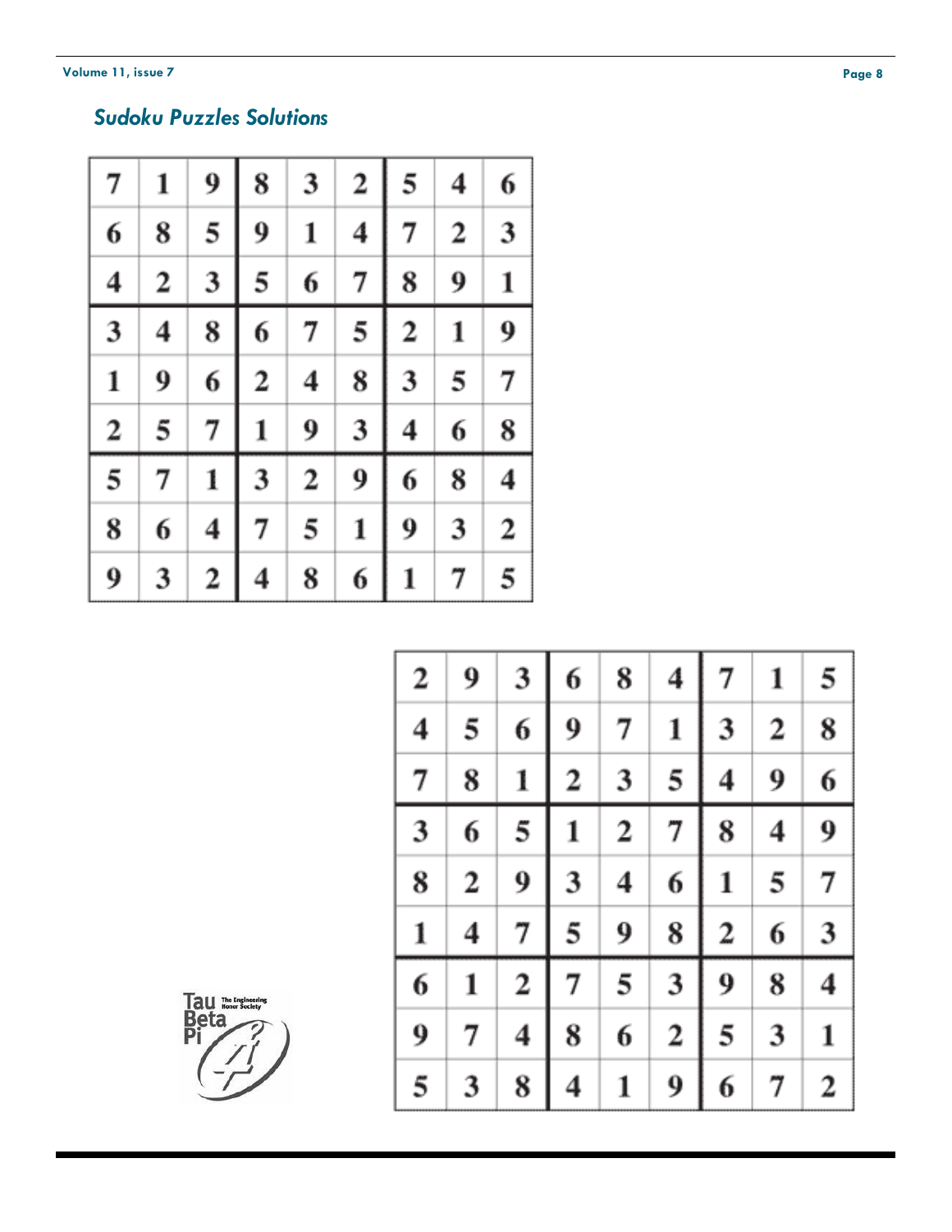## *Sudoku Puzzles Solutions*

| | | | | | | | | |
|---|---|---|---|---|---|---|---|---|
| 7 | 1 | 9 | 8 | 3 | 2 | 5 | 4 | 6 |
| 6 | 8 | 5 | 9 | 1 | 4 | 7 | 2 | 3 |
| 4 | 2 | 3 | 5 | 6 | 7 | 8 | 9 | 1 |
| 3 | 4 | 8 | 6 | 7 | 5 | 2 | 1 | 9 |
| 1 | 9 | 6 | 2 | 4 | 8 | 3 | 5 | 7 |
| 2 | 5 | 7 | 1 | 9 | 3 | 4 | 6 | 8 |
| 5 | 7 | 1 | 3 | 2 | 9 | 6 | 8 | 4 |
| 8 | 6 | 4 | 7 | 5 | 1 | 9 | 3 | 2 |
| 9 | 3 | 2 | 4 | 8 | 6 | 1 | 7 | 5 |

| | | | | | | | | |
|---|---|---|---|---|---|---|---|---|
| 2 | 9 | 3 | 6 | 8 | 4 | 7 | 1 | 5 |
| 4 | 5 | 6 | 9 | 7 | 1 | 3 | 2 | 8 |
| 7 | 8 | 1 | 2 | 3 | 5 | 4 | 9 | 6 |
| 3 | 6 | 5 | 1 | 2 | 7 | 8 | 4 | 9 |
| 8 | 2 | 9 | 3 | 4 | 6 | 1 | 5 | 7 |
| 1 | 4 | 7 | 5 | 9 | 8 | 2 | 6 | 3 |
| 6 | 1 | 2 | 7 | 5 | 3 | 9 | 8 | 4 |
| 9 | 7 | 4 | 8 | 6 | 2 | 5 | 3 | 1 |
| 5 | 3 | 8 | 4 | 1 | 9 | 6 | 7 | 2 |

Tau Beta Pi
The Engineering Honor Society